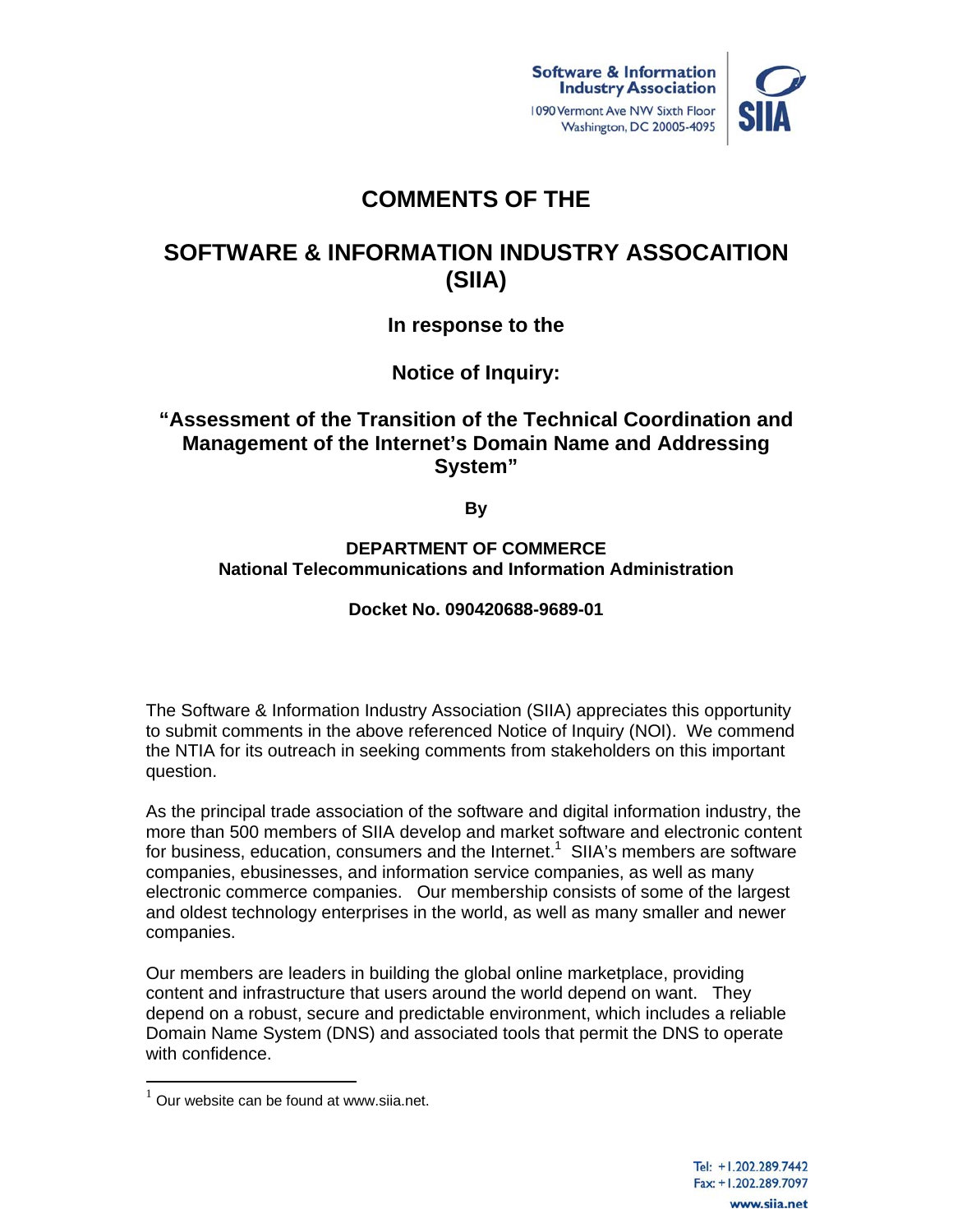Software & Information Industry Association
1090 Vermont Ave NW Sixth Floor
Washington, DC 20005-4095

# COMMENTS OF THE

# SOFTWARE & INFORMATION INDUSTRY ASSOCAITION (SIIA)

### In response to the

### Notice of Inquiry:

### "Assessment of the Transition of the Technical Coordination and Management of the Internet's Domain Name and Addressing System"

**By**

**DEPARTMENT OF COMMERCE**
**National Telecommunications and Information Administration**

**Docket No. 090420688-9689-01**

The Software & Information Industry Association (SIIA) appreciates this opportunity to submit comments in the above referenced Notice of Inquiry (NOI). We commend the NTIA for its outreach in seeking comments from stakeholders on this important question.

As the principal trade association of the software and digital information industry, the more than 500 members of SIIA develop and market software and electronic content for business, education, consumers and the Internet.[1] SIIA's members are software companies, ebusinesses, and information service companies, as well as many electronic commerce companies. Our membership consists of some of the largest and oldest technology enterprises in the world, as well as many smaller and newer companies.

Our members are leaders in building the global online marketplace, providing content and infrastructure that users around the world depend on want. They depend on a robust, secure and predictable environment, which includes a reliable Domain Name System (DNS) and associated tools that permit the DNS to operate with confidence.

[1] Our website can be found at www.siia.net.

Tel: +1.202.289.7442
Fax: +1.202.289.7097
www.siia.net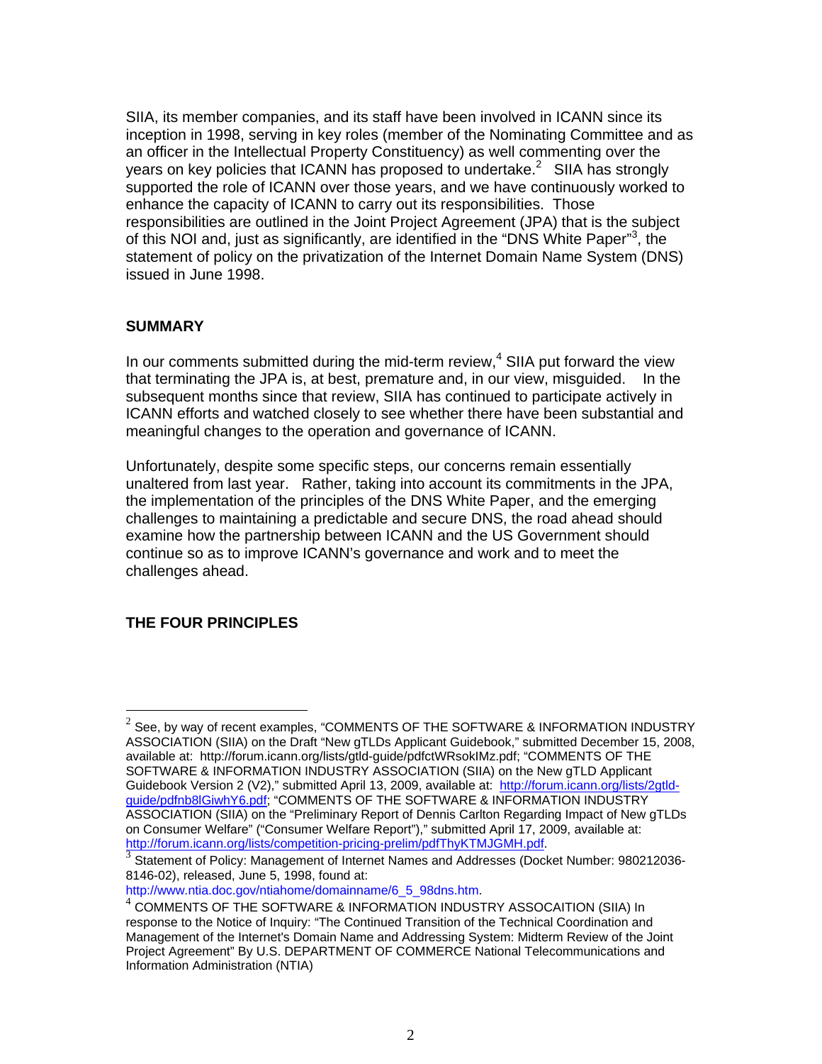SIIA, its member companies, and its staff have been involved in ICANN since its inception in 1998, serving in key roles (member of the Nominating Committee and as an officer in the Intellectual Property Constituency) as well commenting over the years on key policies that ICANN has proposed to undertake.[2] SIIA has strongly supported the role of ICANN over those years, and we have continuously worked to enhance the capacity of ICANN to carry out its responsibilities. Those responsibilities are outlined in the Joint Project Agreement (JPA) that is the subject of this NOI and, just as significantly, are identified in the "DNS White Paper"[3], the statement of policy on the privatization of the Internet Domain Name System (DNS) issued in June 1998.

## SUMMARY

In our comments submitted during the mid-term review,[4] SIIA put forward the view that terminating the JPA is, at best, premature and, in our view, misguided. In the subsequent months since that review, SIIA has continued to participate actively in ICANN efforts and watched closely to see whether there have been substantial and meaningful changes to the operation and governance of ICANN.

Unfortunately, despite some specific steps, our concerns remain essentially unaltered from last year. Rather, taking into account its commitments in the JPA, the implementation of the principles of the DNS White Paper, and the emerging challenges to maintaining a predictable and secure DNS, the road ahead should examine how the partnership between ICANN and the US Government should continue so as to improve ICANN's governance and work and to meet the challenges ahead.

## THE FOUR PRINCIPLES

---

[2] See, by way of recent examples, "COMMENTS OF THE SOFTWARE & INFORMATION INDUSTRY ASSOCIATION (SIIA) on the Draft "New gTLDs Applicant Guidebook," submitted December 15, 2008, available at: http://forum.icann.org/lists/gtld-guide/pdfctWRsokIMz.pdf; "COMMENTS OF THE SOFTWARE & INFORMATION INDUSTRY ASSOCIATION (SIIA) on the New gTLD Applicant Guidebook Version 2 (V2)," submitted April 13, 2009, available at: http://forum.icann.org/lists/2gtld-guide/pdfnb8lGiwhY6.pdf; "COMMENTS OF THE SOFTWARE & INFORMATION INDUSTRY ASSOCIATION (SIIA) on the "Preliminary Report of Dennis Carlton Regarding Impact of New gTLDs on Consumer Welfare" ("Consumer Welfare Report")," submitted April 17, 2009, available at: http://forum.icann.org/lists/competition-pricing-prelim/pdfThyKTMJGMH.pdf.

[3] Statement of Policy: Management of Internet Names and Addresses (Docket Number: 980212036-8146-02), released, June 5, 1998, found at: http://www.ntia.doc.gov/ntiahome/domainname/6_5_98dns.htm.

[4] COMMENTS OF THE SOFTWARE & INFORMATION INDUSTRY ASSOCAITION (SIIA) In response to the Notice of Inquiry: "The Continued Transition of the Technical Coordination and Management of the Internet's Domain Name and Addressing System: Midterm Review of the Joint Project Agreement" By U.S. DEPARTMENT OF COMMERCE National Telecommunications and Information Administration (NTIA)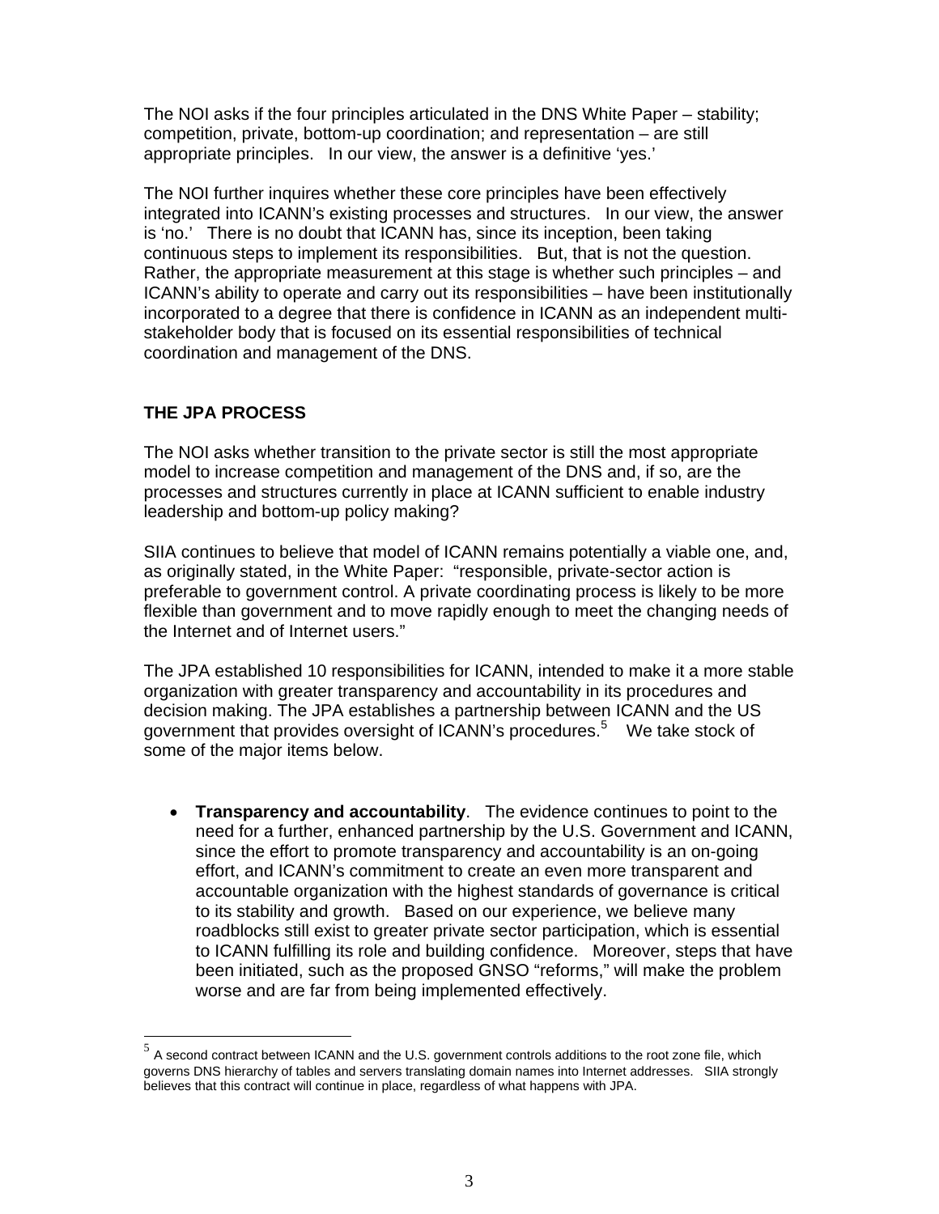The NOI asks if the four principles articulated in the DNS White Paper – stability; competition, private, bottom-up coordination; and representation – are still appropriate principles. In our view, the answer is a definitive 'yes.'

The NOI further inquires whether these core principles have been effectively integrated into ICANN's existing processes and structures. In our view, the answer is 'no.' There is no doubt that ICANN has, since its inception, been taking continuous steps to implement its responsibilities. But, that is not the question. Rather, the appropriate measurement at this stage is whether such principles – and ICANN's ability to operate and carry out its responsibilities – have been institutionally incorporated to a degree that there is confidence in ICANN as an independent multi-stakeholder body that is focused on its essential responsibilities of technical coordination and management of the DNS.

## THE JPA PROCESS

The NOI asks whether transition to the private sector is still the most appropriate model to increase competition and management of the DNS and, if so, are the processes and structures currently in place at ICANN sufficient to enable industry leadership and bottom-up policy making?

SIIA continues to believe that model of ICANN remains potentially a viable one, and, as originally stated, in the White Paper: "responsible, private-sector action is preferable to government control. A private coordinating process is likely to be more flexible than government and to move rapidly enough to meet the changing needs of the Internet and of Internet users."

The JPA established 10 responsibilities for ICANN, intended to make it a more stable organization with greater transparency and accountability in its procedures and decision making. The JPA establishes a partnership between ICANN and the US government that provides oversight of ICANN's procedures.[5] We take stock of some of the major items below.

- **Transparency and accountability**. The evidence continues to point to the need for a further, enhanced partnership by the U.S. Government and ICANN, since the effort to promote transparency and accountability is an on-going effort, and ICANN's commitment to create an even more transparent and accountable organization with the highest standards of governance is critical to its stability and growth. Based on our experience, we believe many roadblocks still exist to greater private sector participation, which is essential to ICANN fulfilling its role and building confidence. Moreover, steps that have been initiated, such as the proposed GNSO "reforms," will make the problem worse and are far from being implemented effectively.

[5] A second contract between ICANN and the U.S. government controls additions to the root zone file, which governs DNS hierarchy of tables and servers translating domain names into Internet addresses. SIIA strongly believes that this contract will continue in place, regardless of what happens with JPA.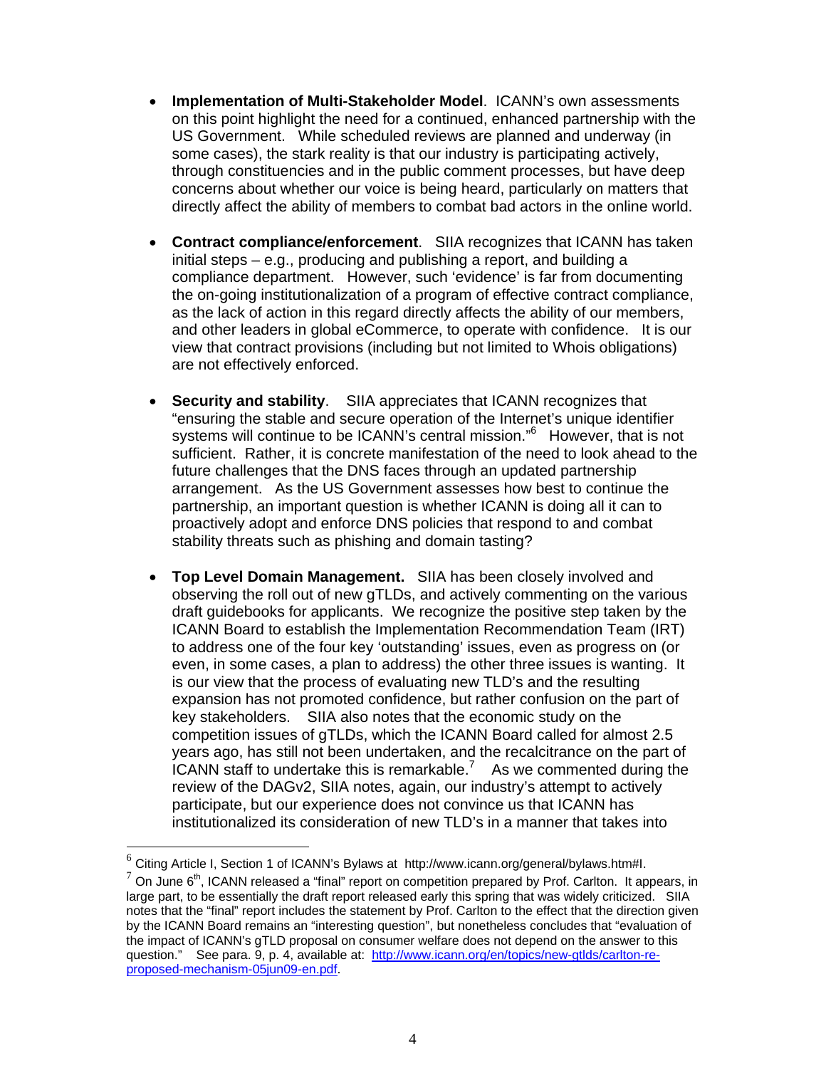- **Implementation of Multi-Stakeholder Model**. ICANN's own assessments on this point highlight the need for a continued, enhanced partnership with the US Government. While scheduled reviews are planned and underway (in some cases), the stark reality is that our industry is participating actively, through constituencies and in the public comment processes, but have deep concerns about whether our voice is being heard, particularly on matters that directly affect the ability of members to combat bad actors in the online world.

- **Contract compliance/enforcement**. SIIA recognizes that ICANN has taken initial steps – e.g., producing and publishing a report, and building a compliance department. However, such 'evidence' is far from documenting the on-going institutionalization of a program of effective contract compliance, as the lack of action in this regard directly affects the ability of our members, and other leaders in global eCommerce, to operate with confidence. It is our view that contract provisions (including but not limited to Whois obligations) are not effectively enforced.

- **Security and stability**. SIIA appreciates that ICANN recognizes that "ensuring the stable and secure operation of the Internet's unique identifier systems will continue to be ICANN's central mission."[6] However, that is not sufficient. Rather, it is concrete manifestation of the need to look ahead to the future challenges that the DNS faces through an updated partnership arrangement. As the US Government assesses how best to continue the partnership, an important question is whether ICANN is doing all it can to proactively adopt and enforce DNS policies that respond to and combat stability threats such as phishing and domain tasting?

- **Top Level Domain Management.** SIIA has been closely involved and observing the roll out of new gTLDs, and actively commenting on the various draft guidebooks for applicants. We recognize the positive step taken by the ICANN Board to establish the Implementation Recommendation Team (IRT) to address one of the four key 'outstanding' issues, even as progress on (or even, in some cases, a plan to address) the other three issues is wanting. It is our view that the process of evaluating new TLD's and the resulting expansion has not promoted confidence, but rather confusion on the part of key stakeholders. SIIA also notes that the economic study on the competition issues of gTLDs, which the ICANN Board called for almost 2.5 years ago, has still not been undertaken, and the recalcitrance on the part of ICANN staff to undertake this is remarkable.[7] As we commented during the review of the DAGv2, SIIA notes, again, our industry's attempt to actively participate, but our experience does not convince us that ICANN has institutionalized its consideration of new TLD's in a manner that takes into

---

[6] Citing Article I, Section 1 of ICANN's Bylaws at http://www.icann.org/general/bylaws.htm#I.

[7] On June 6th, ICANN released a "final" report on competition prepared by Prof. Carlton. It appears, in large part, to be essentially the draft report released early this spring that was widely criticized. SIIA notes that the "final" report includes the statement by Prof. Carlton to the effect that the direction given by the ICANN Board remains an "interesting question", but nonetheless concludes that "evaluation of the impact of ICANN's gTLD proposal on consumer welfare does not depend on the answer to this question." See para. 9, p. 4, available at: http://www.icann.org/en/topics/new-gtlds/carlton-re-proposed-mechanism-05jun09-en.pdf.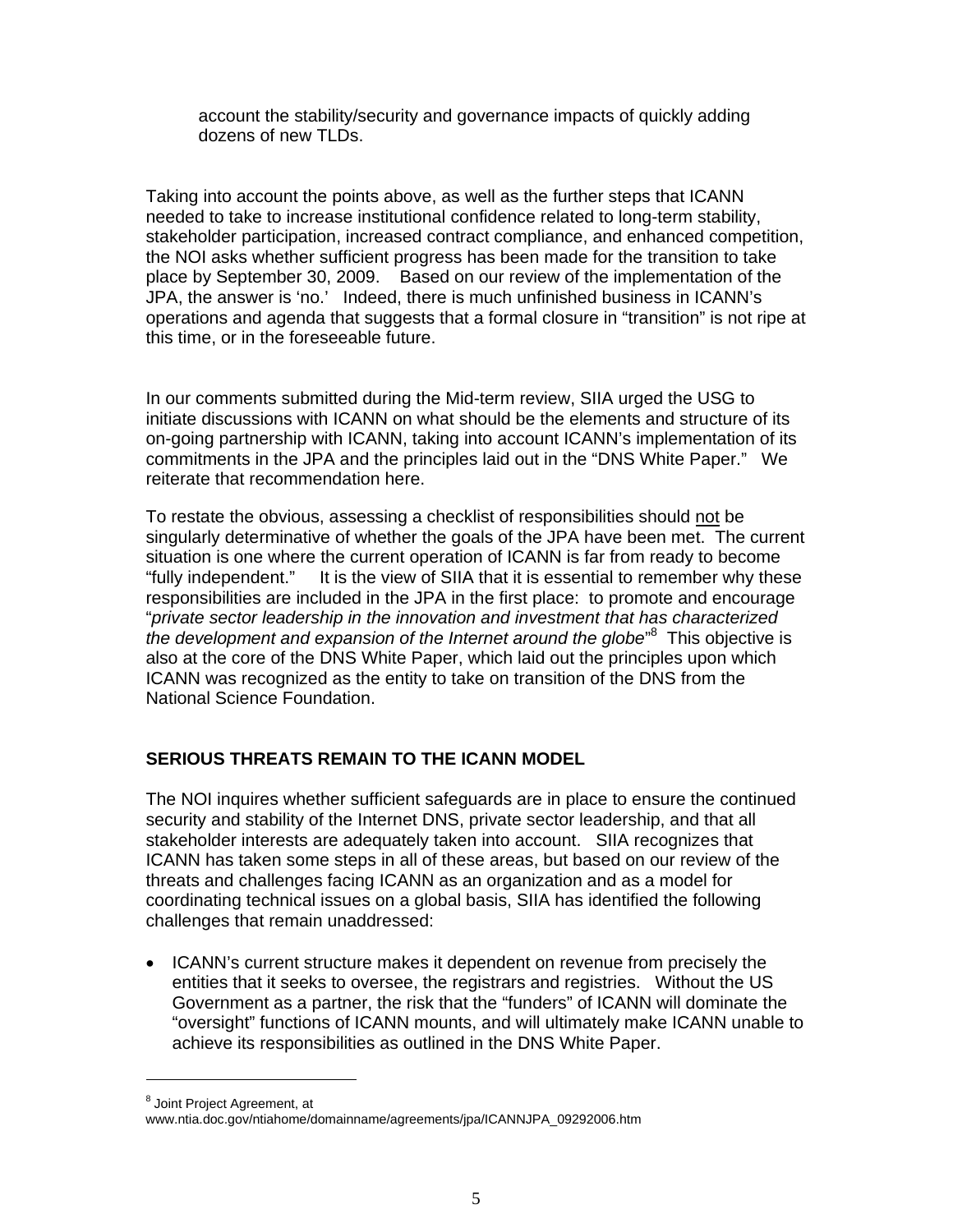account the stability/security and governance impacts of quickly adding dozens of new TLDs.

Taking into account the points above, as well as the further steps that ICANN needed to take to increase institutional confidence related to long-term stability, stakeholder participation, increased contract compliance, and enhanced competition, the NOI asks whether sufficient progress has been made for the transition to take place by September 30, 2009. Based on our review of the implementation of the JPA, the answer is 'no.' Indeed, there is much unfinished business in ICANN's operations and agenda that suggests that a formal closure in "transition" is not ripe at this time, or in the foreseeable future.

In our comments submitted during the Mid-term review, SIIA urged the USG to initiate discussions with ICANN on what should be the elements and structure of its on-going partnership with ICANN, taking into account ICANN's implementation of its commitments in the JPA and the principles laid out in the "DNS White Paper." We reiterate that recommendation here.

To restate the obvious, assessing a checklist of responsibilities should <u>not</u> be singularly determinative of whether the goals of the JPA have been met. The current situation is one where the current operation of ICANN is far from ready to become "fully independent." It is the view of SIIA that it is essential to remember why these responsibilities are included in the JPA in the first place: to promote and encourage "*private sector leadership in the innovation and investment that has characterized the development and expansion of the Internet around the globe*"[8] This objective is also at the core of the DNS White Paper, which laid out the principles upon which ICANN was recognized as the entity to take on transition of the DNS from the National Science Foundation.

## SERIOUS THREATS REMAIN TO THE ICANN MODEL

The NOI inquires whether sufficient safeguards are in place to ensure the continued security and stability of the Internet DNS, private sector leadership, and that all stakeholder interests are adequately taken into account. SIIA recognizes that ICANN has taken some steps in all of these areas, but based on our review of the threats and challenges facing ICANN as an organization and as a model for coordinating technical issues on a global basis, SIIA has identified the following challenges that remain unaddressed:

- ICANN's current structure makes it dependent on revenue from precisely the entities that it seeks to oversee, the registrars and registries. Without the US Government as a partner, the risk that the "funders" of ICANN will dominate the "oversight" functions of ICANN mounts, and will ultimately make ICANN unable to achieve its responsibilities as outlined in the DNS White Paper.

---

[8] Joint Project Agreement, at www.ntia.doc.gov/ntiahome/domainname/agreements/jpa/ICANNJPA_09292006.htm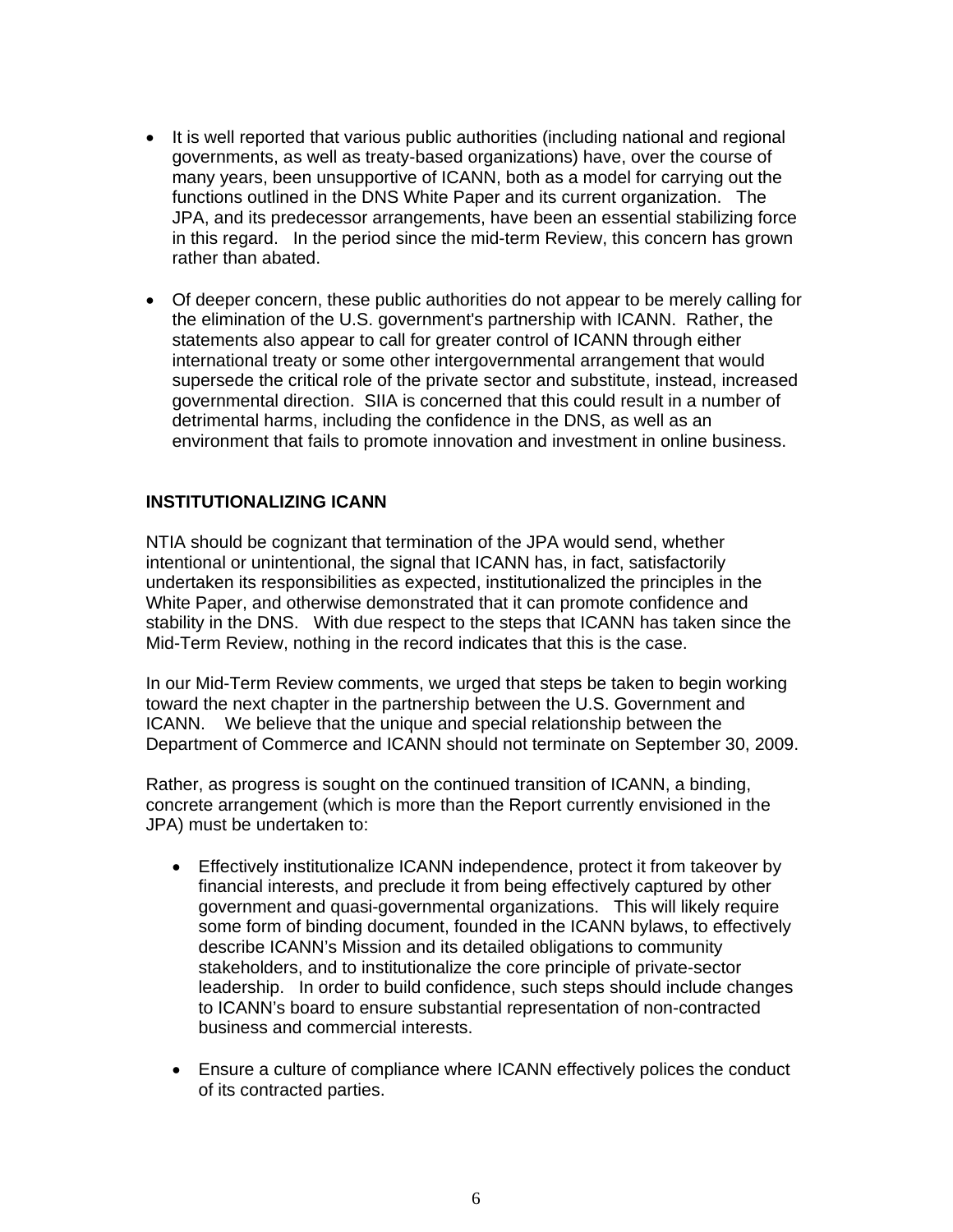- It is well reported that various public authorities (including national and regional governments, as well as treaty-based organizations) have, over the course of many years, been unsupportive of ICANN, both as a model for carrying out the functions outlined in the DNS White Paper and its current organization. The JPA, and its predecessor arrangements, have been an essential stabilizing force in this regard. In the period since the mid-term Review, this concern has grown rather than abated.

- Of deeper concern, these public authorities do not appear to be merely calling for the elimination of the U.S. government's partnership with ICANN. Rather, the statements also appear to call for greater control of ICANN through either international treaty or some other intergovernmental arrangement that would supersede the critical role of the private sector and substitute, instead, increased governmental direction. SIIA is concerned that this could result in a number of detrimental harms, including the confidence in the DNS, as well as an environment that fails to promote innovation and investment in online business.

**INSTITUTIONALIZING ICANN**

NTIA should be cognizant that termination of the JPA would send, whether intentional or unintentional, the signal that ICANN has, in fact, satisfactorily undertaken its responsibilities as expected, institutionalized the principles in the White Paper, and otherwise demonstrated that it can promote confidence and stability in the DNS. With due respect to the steps that ICANN has taken since the Mid-Term Review, nothing in the record indicates that this is the case.

In our Mid-Term Review comments, we urged that steps be taken to begin working toward the next chapter in the partnership between the U.S. Government and ICANN. We believe that the unique and special relationship between the Department of Commerce and ICANN should not terminate on September 30, 2009.

Rather, as progress is sought on the continued transition of ICANN, a binding, concrete arrangement (which is more than the Report currently envisioned in the JPA) must be undertaken to:

- Effectively institutionalize ICANN independence, protect it from takeover by financial interests, and preclude it from being effectively captured by other government and quasi-governmental organizations. This will likely require some form of binding document, founded in the ICANN bylaws, to effectively describe ICANN's Mission and its detailed obligations to community stakeholders, and to institutionalize the core principle of private-sector leadership. In order to build confidence, such steps should include changes to ICANN's board to ensure substantial representation of non-contracted business and commercial interests.

- Ensure a culture of compliance where ICANN effectively polices the conduct of its contracted parties.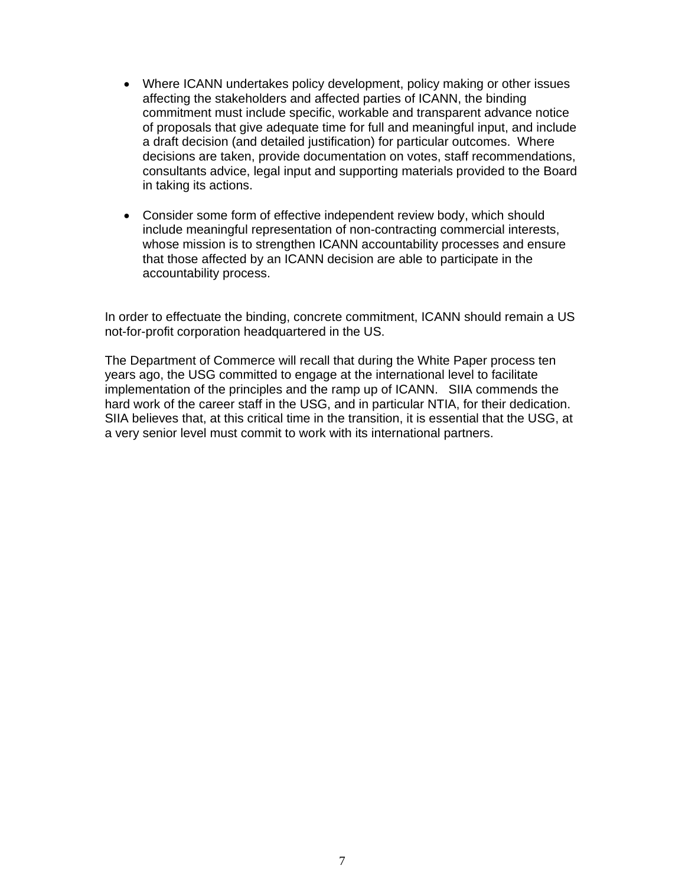- Where ICANN undertakes policy development, policy making or other issues affecting the stakeholders and affected parties of ICANN, the binding commitment must include specific, workable and transparent advance notice of proposals that give adequate time for full and meaningful input, and include a draft decision (and detailed justification) for particular outcomes. Where decisions are taken, provide documentation on votes, staff recommendations, consultants advice, legal input and supporting materials provided to the Board in taking its actions.

- Consider some form of effective independent review body, which should include meaningful representation of non-contracting commercial interests, whose mission is to strengthen ICANN accountability processes and ensure that those affected by an ICANN decision are able to participate in the accountability process.

In order to effectuate the binding, concrete commitment, ICANN should remain a US not-for-profit corporation headquartered in the US.

The Department of Commerce will recall that during the White Paper process ten years ago, the USG committed to engage at the international level to facilitate implementation of the principles and the ramp up of ICANN. SIIA commends the hard work of the career staff in the USG, and in particular NTIA, for their dedication. SIIA believes that, at this critical time in the transition, it is essential that the USG, at a very senior level must commit to work with its international partners.